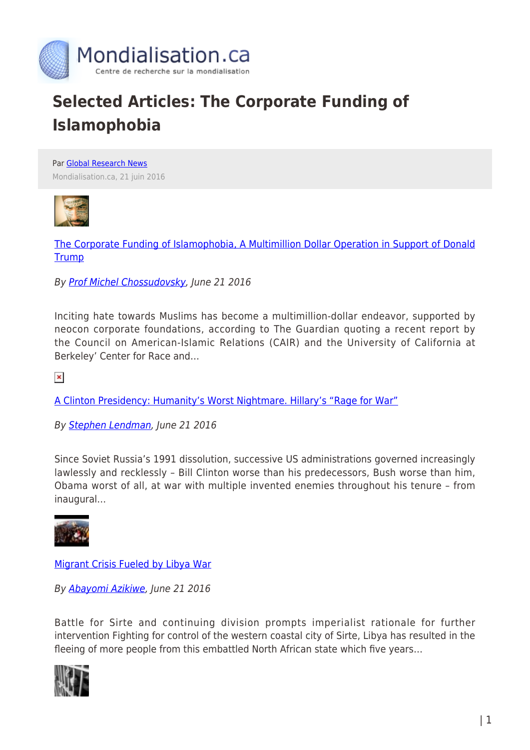# Selected Articles: The Corporate Funding of Islamophobia

Par Global Research News

Mondialisation.ca, 21 juin 2016

[The Corporate Funding of Islamophobia, A Multimillion Dollar Operation in Support of Donald Trump]

*By Prof Michel Chossudovsky, June 21 2016*

Inciting hate towards Muslims has become a multimillion-dollar endeavor, supported by neocon corporate foundations, according to The Guardian quoting a recent report by the Council on American-Islamic Relations (CAIR) and the University of California at Berkeley' Center for Race and…

[A Clinton Presidency: Humanity's Worst Nightmare. Hillary's "Rage for War"]

*By Stephen Lendman, June 21 2016*

Since Soviet Russia's 1991 dissolution, successive US administrations governed increasingly lawlessly and recklessly – Bill Clinton worse than his predecessors, Bush worse than him, Obama worst of all, at war with multiple invented enemies throughout his tenure – from inaugural…

[Migrant Crisis Fueled by Libya War]

*By Abayomi Azikiwe, June 21 2016*

Battle for Sirte and continuing division prompts imperialist rationale for further intervention Fighting for control of the western coastal city of Sirte, Libya has resulted in the fleeing of more people from this embattled North African state which five years…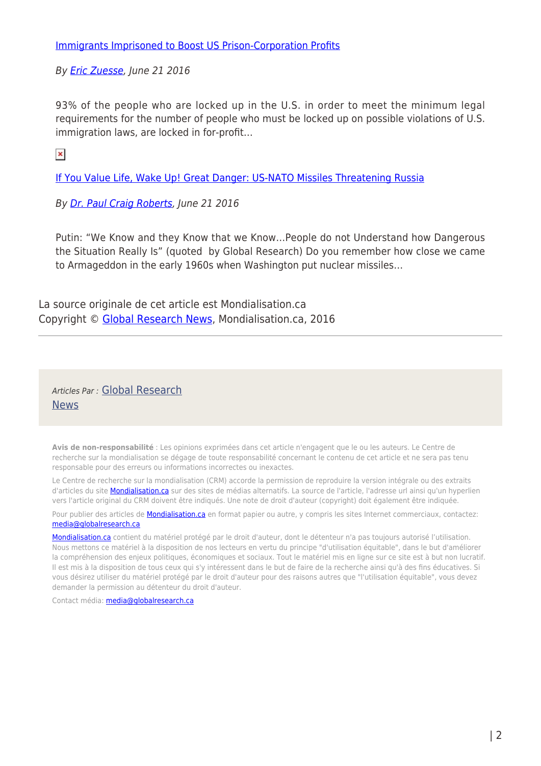[Immigrants Imprisoned to Boost US Prison-Corporation Profits](#)

*By [Eric Zuesse](#), June 21 2016*

93% of the people who are locked up in the U.S. in order to meet the minimum legal requirements for the number of people who must be locked up on possible violations of U.S. immigration laws, are locked in for-profit…

[If You Value Life, Wake Up! Great Danger: US-NATO Missiles Threatening Russia](#)

*By [Dr. Paul Craig Roberts](#), June 21 2016*

Putin: "We Know and they Know that we Know…People do not Understand how Dangerous the Situation Really Is" (quoted by Global Research) Do you remember how close we came to Armageddon in the early 1960s when Washington put nuclear missiles…

La source originale de cet article est Mondialisation.ca
Copyright © [Global Research News](#), Mondialisation.ca, 2016

---

*Articles Par :* [Global Research News](#)

**Avis de non-responsabilité** : Les opinions exprimées dans cet article n'engagent que le ou les auteurs. Le Centre de recherche sur la mondialisation se dégage de toute responsabilité concernant le contenu de cet article et ne sera pas tenu responsable pour des erreurs ou informations incorrectes ou inexactes.

Le Centre de recherche sur la mondialisation (CRM) accorde la permission de reproduire la version intégrale ou des extraits d'articles du site [Mondialisation.ca](#) sur des sites de médias alternatifs. La source de l'article, l'adresse url ainsi qu'un hyperlien vers l'article original du CRM doivent être indiqués. Une note de droit d'auteur (copyright) doit également être indiquée.

Pour publier des articles de [Mondialisation.ca](#) en format papier ou autre, y compris les sites Internet commerciaux, contactez: [media@globalresearch.ca](#)

[Mondialisation.ca](#) contient du matériel protégé par le droit d'auteur, dont le détenteur n'a pas toujours autorisé l'utilisation. Nous mettons ce matériel à la disposition de nos lecteurs en vertu du principe "d'utilisation équitable", dans le but d'améliorer la compréhension des enjeux politiques, économiques et sociaux. Tout le matériel mis en ligne sur ce site est à but non lucratif. Il est mis à la disposition de tous ceux qui s'y intéressent dans le but de faire de la recherche ainsi qu'à des fins éducatives. Si vous désirez utiliser du matériel protégé par le droit d'auteur pour des raisons autres que "l'utilisation équitable", vous devez demander la permission au détenteur du droit d'auteur.

Contact média: [media@globalresearch.ca](#)